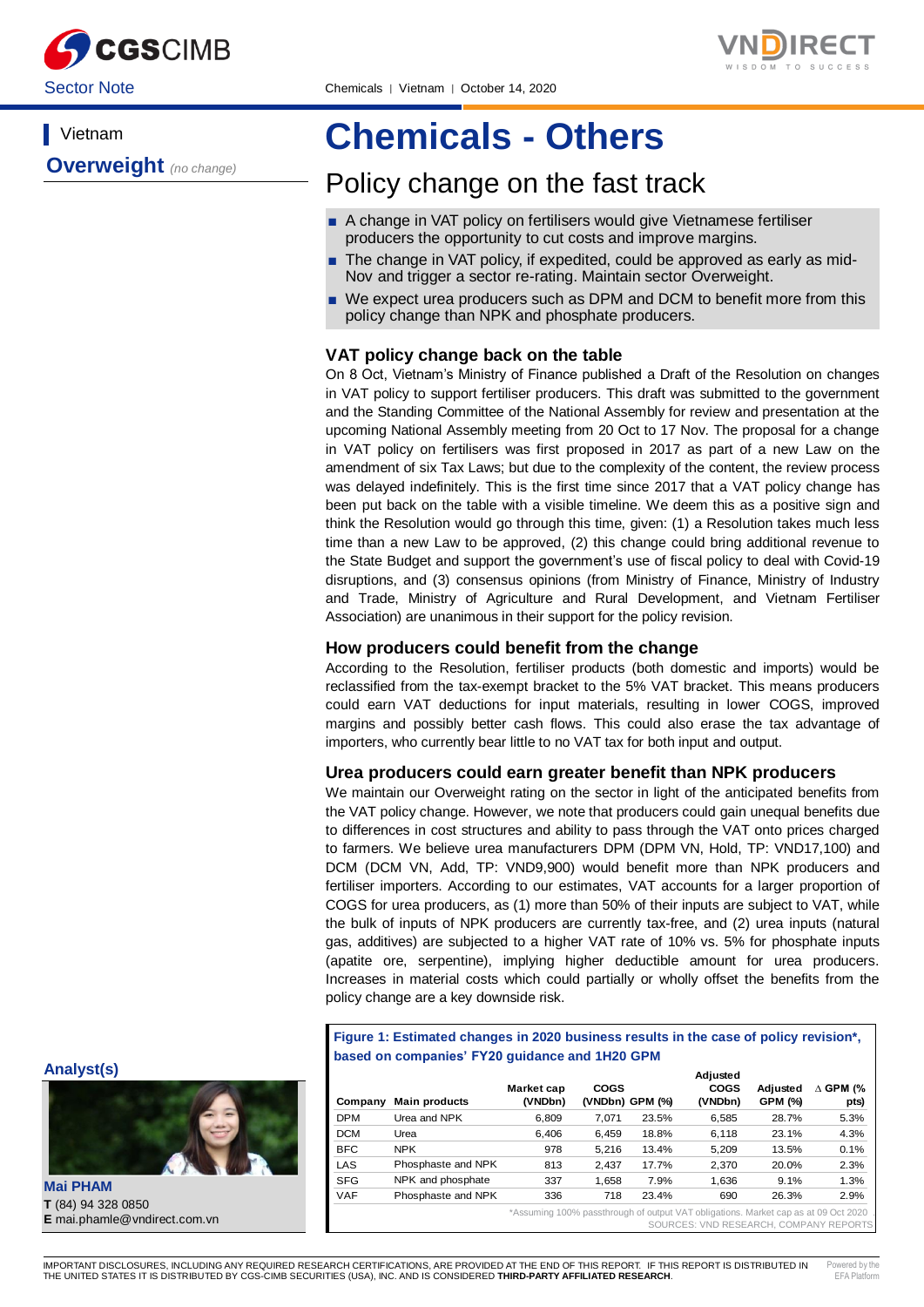Sector Note

Chemicals | Vietnam | October 14, 2020

Vietnam

**Overweight** *(no change)*

# Chemicals - Others

## Policy change on the fast track

- A change in VAT policy on fertilisers would give Vietnamese fertiliser producers the opportunity to cut costs and improve margins.
- The change in VAT policy, if expedited, could be approved as early as mid-Nov and trigger a sector re-rating. Maintain sector Overweight.
- We expect urea producers such as DPM and DCM to benefit more from this policy change than NPK and phosphate producers.

### VAT policy change back on the table

On 8 Oct, Vietnam's Ministry of Finance published a Draft of the Resolution on changes in VAT policy to support fertiliser producers. This draft was submitted to the government and the Standing Committee of the National Assembly for review and presentation at the upcoming National Assembly meeting from 20 Oct to 17 Nov. The proposal for a change in VAT policy on fertilisers was first proposed in 2017 as part of a new Law on the amendment of six Tax Laws; but due to the complexity of the content, the review process was delayed indefinitely. This is the first time since 2017 that a VAT policy change has been put back on the table with a visible timeline. We deem this as a positive sign and think the Resolution would go through this time, given: (1) a Resolution takes much less time than a new Law to be approved, (2) this change could bring additional revenue to the State Budget and support the government's use of fiscal policy to deal with Covid-19 disruptions, and (3) consensus opinions (from Ministry of Finance, Ministry of Industry and Trade, Ministry of Agriculture and Rural Development, and Vietnam Fertiliser Association) are unanimous in their support for the policy revision.

### How producers could benefit from the change

According to the Resolution, fertiliser products (both domestic and imports) would be reclassified from the tax-exempt bracket to the 5% VAT bracket. This means producers could earn VAT deductions for input materials, resulting in lower COGS, improved margins and possibly better cash flows. This could also erase the tax advantage of importers, who currently bear little to no VAT tax for both input and output.

### Urea producers could earn greater benefit than NPK producers

We maintain our Overweight rating on the sector in light of the anticipated benefits from the VAT policy change. However, we note that producers could gain unequal benefits due to differences in cost structures and ability to pass through the VAT onto prices charged to farmers. We believe urea manufacturers DPM (DPM VN, Hold, TP: VND17,100) and DCM (DCM VN, Add, TP: VND9,900) would benefit more than NPK producers and fertiliser importers. According to our estimates, VAT accounts for a larger proportion of COGS for urea producers, as (1) more than 50% of their inputs are subject to VAT, while the bulk of inputs of NPK producers are currently tax-free, and (2) urea inputs (natural gas, additives) are subjected to a higher VAT rate of 10% vs. 5% for phosphate inputs (apatite ore, serpentine), implying higher deductible amount for urea producers. Increases in material costs which could partially or wholly offset the benefits from the policy change are a key downside risk.

**Figure 1: Estimated changes in 2020 business results in the case of policy revision\*, based on companies' FY20 guidance and 1H20 GPM**

| Company | Main products | Market cap (VNDbn) | COGS (VNDbn) | GPM (%) | Adjusted COGS (VNDbn) | Adjusted GPM (%) | ∆ GPM (% pts) |
|---|---|---|---|---|---|---|---|
| DPM | Urea and NPK | 6,809 | 7,071 | 23.5% | 6,585 | 28.7% | 5.3% |
| DCM | Urea | 6,406 | 6,459 | 18.8% | 6,118 | 23.1% | 4.3% |
| BFC | NPK | 978 | 5,216 | 13.4% | 5,209 | 13.5% | 0.1% |
| LAS | Phosphate and NPK | 813 | 2,437 | 17.7% | 2,370 | 20.0% | 2.3% |
| SFG | NPK and phosphate | 337 | 1,658 | 7.9% | 1,636 | 9.1% | 1.3% |
| VAF | Phosphate and NPK | 336 | 718 | 23.4% | 690 | 26.3% | 2.9% |

*Assuming 100% passthrough of output VAT obligations. Market cap as at 09 Oct 2020

SOURCES: VND RESEARCH, COMPANY REPORTS

**Analyst(s)**

**Mai PHAM**
**T** (84) 94 328 0850
**E** mai.phamle@vndirect.com.vn

IMPORTANT DISCLOSURES, INCLUDING ANY REQUIRED RESEARCH CERTIFICATIONS, ARE PROVIDED AT THE END OF THIS REPORT. IF THIS REPORT IS DISTRIBUTED IN THE UNITED STATES IT IS DISTRIBUTED BY CGS-CIMB SECURITIES (USA), INC. AND IS CONSIDERED **THIRD-PARTY AFFILIATED RESEARCH**.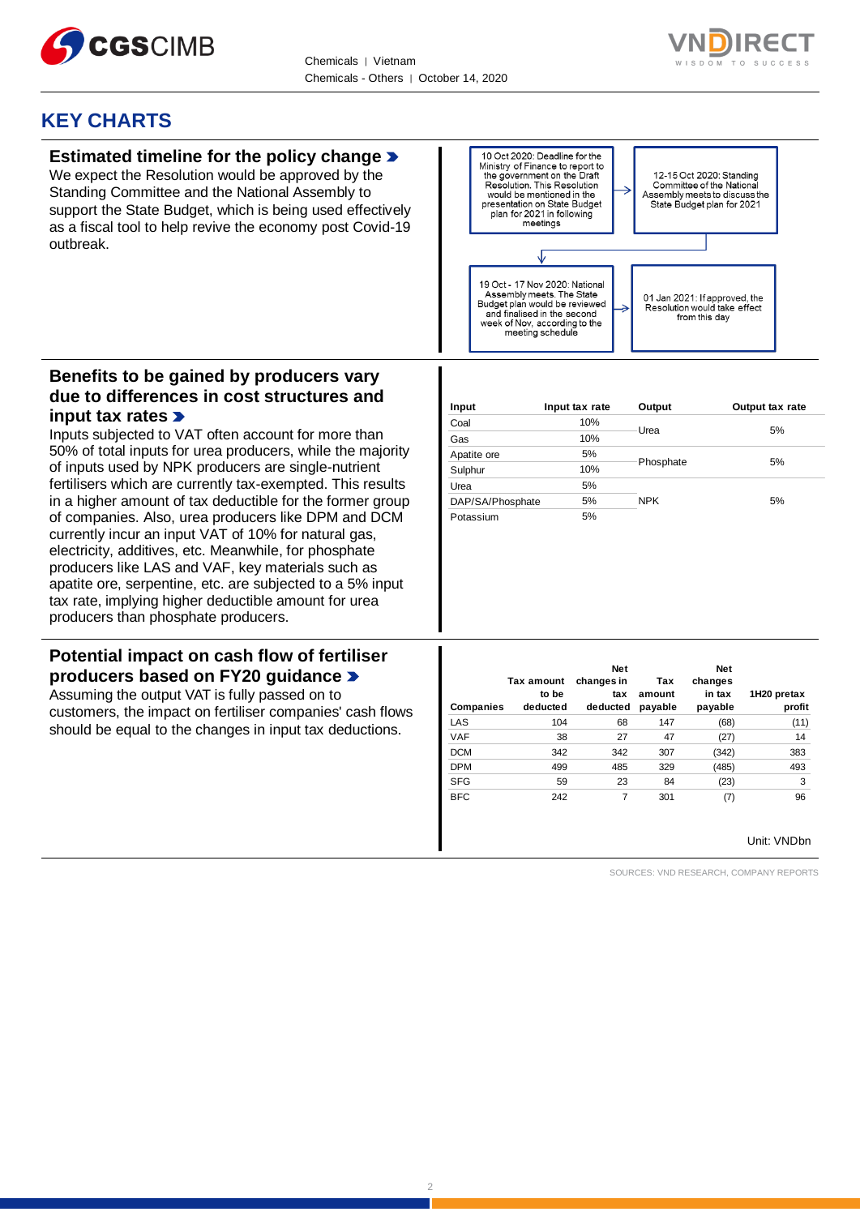# KEY CHARTS

## Estimated timeline for the policy change

We expect the Resolution would be approved by the Standing Committee and the National Assembly to support the State Budget, which is being used effectively as a fiscal tool to help revive the economy post Covid-19 outbreak.

10 Oct 2020: Deadline for the Ministry of Finance to report to the government on the Draft Resolution. This Resolution would be mentioned in the presentation on State Budget plan for 2021 in following meetings

→ 12-15 Oct 2020: Standing Committee of the National Assembly meets to discuss the State Budget plan for 2021

→ 19 Oct - 17 Nov 2020: National Assembly meets. The State Budget plan would be reviewed and finalised in the second week of Nov, according to the meeting schedule

→ 01 Jan 2021: If approved, the Resolution would take effect from this day

## Benefits to be gained by producers vary due to differences in cost structures and input tax rates

Inputs subjected to VAT often account for more than 50% of total inputs for urea producers, while the majority of inputs used by NPK producers are single-nutrient fertilisers which are currently tax-exempted. This results in a higher amount of tax deductible for the former group of companies. Also, urea producers like DPM and DCM currently incur an input VAT of 10% for natural gas, electricity, additives, etc. Meanwhile, for phosphate producers like LAS and VAF, key materials such as apatite ore, serpentine, etc. are subjected to a 5% input tax rate, implying higher deductible amount for urea producers than phosphate producers.

| Input | Input tax rate | Output | Output tax rate |
|---|---|---|---|
| Coal | 10% | Urea | 5% |
| Gas | 10% | | |
| Apatite ore | 5% | Phosphate | 5% |
| Sulphur | 10% | | |
| Urea | 5% | NPK | 5% |
| DAP/SA/Phosphate | 5% | | |
| Potassium | 5% | | |

## Potential impact on cash flow of fertiliser producers based on FY20 guidance

Assuming the output VAT is fully passed on to customers, the impact on fertiliser companies' cash flows should be equal to the changes in input tax deductions.

| Companies | Tax amount to be deducted | Net changes in tax deducted | Tax amount payable | Net changes in tax payable | 1H20 pretax profit |
|---|---|---|---|---|---|
| LAS | 104 | 68 | 147 | (68) | (11) |
| VAF | 38 | 27 | 47 | (27) | 14 |
| DCM | 342 | 342 | 307 | (342) | 383 |
| DPM | 499 | 485 | 329 | (485) | 493 |
| SFG | 59 | 23 | 84 | (23) | 3 |
| BFC | 242 | 7 | 301 | (7) | 96 |

Unit: VNDbn

SOURCES: VND RESEARCH, COMPANY REPORTS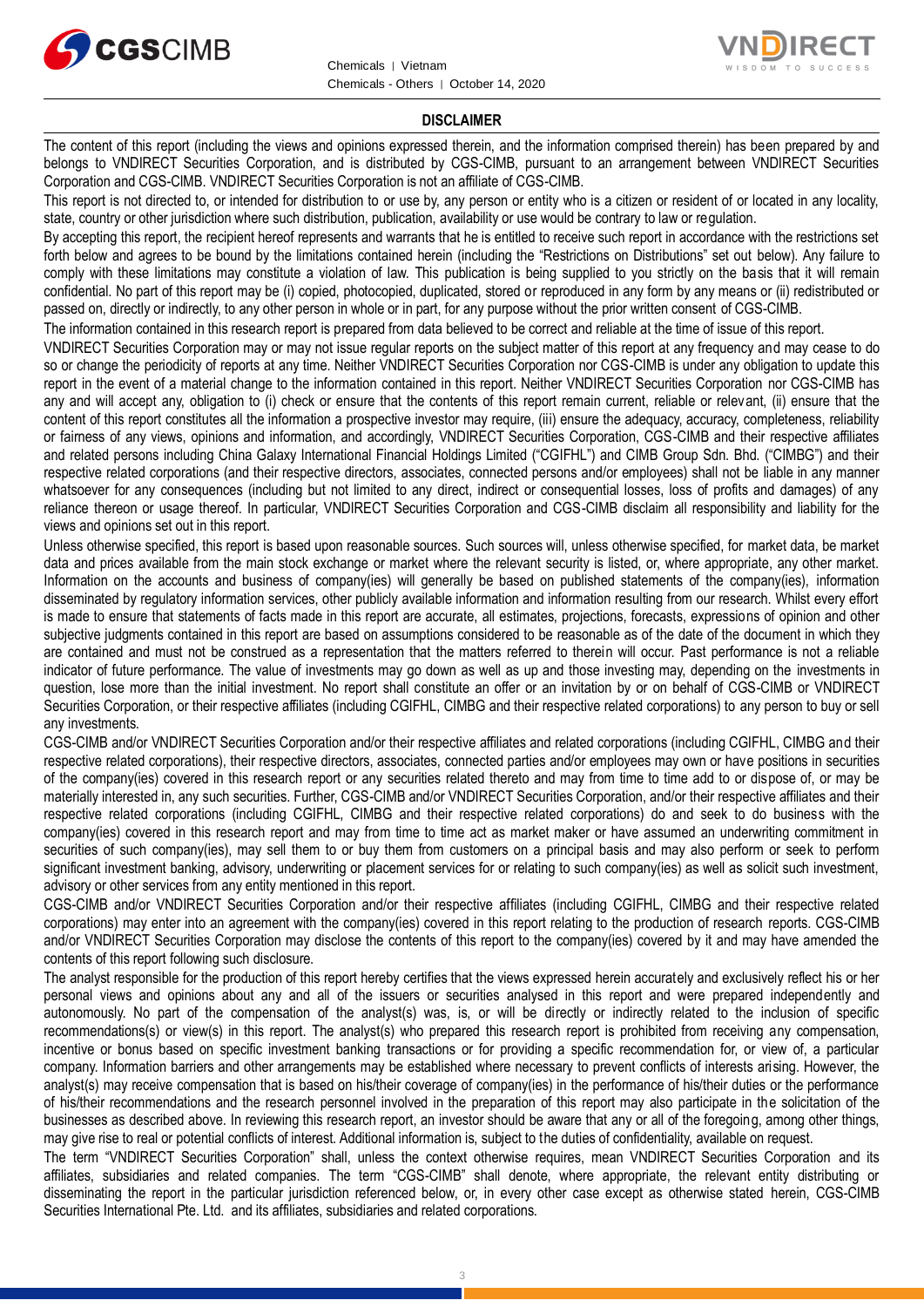## DISCLAIMER

The content of this report (including the views and opinions expressed therein, and the information comprised therein) has been prepared by and belongs to VNDIRECT Securities Corporation, and is distributed by CGS-CIMB, pursuant to an arrangement between VNDIRECT Securities Corporation and CGS-CIMB. VNDIRECT Securities Corporation is not an affiliate of CGS-CIMB.

This report is not directed to, or intended for distribution to or use by, any person or entity who is a citizen or resident of or located in any locality, state, country or other jurisdiction where such distribution, publication, availability or use would be contrary to law or regulation.

By accepting this report, the recipient hereof represents and warrants that he is entitled to receive such report in accordance with the restrictions set forth below and agrees to be bound by the limitations contained herein (including the "Restrictions on Distributions" set out below). Any failure to comply with these limitations may constitute a violation of law. This publication is being supplied to you strictly on the basis that it will remain confidential. No part of this report may be (i) copied, photocopied, duplicated, stored or reproduced in any form by any means or (ii) redistributed or passed on, directly or indirectly, to any other person in whole or in part, for any purpose without the prior written consent of CGS-CIMB.

The information contained in this research report is prepared from data believed to be correct and reliable at the time of issue of this report.

VNDIRECT Securities Corporation may or may not issue regular reports on the subject matter of this report at any frequency and may cease to do so or change the periodicity of reports at any time. Neither VNDIRECT Securities Corporation nor CGS-CIMB is under any obligation to update this report in the event of a material change to the information contained in this report. Neither VNDIRECT Securities Corporation nor CGS-CIMB has any and will accept any, obligation to (i) check or ensure that the contents of this report remain current, reliable or relevant, (ii) ensure that the content of this report constitutes all the information a prospective investor may require, (iii) ensure the adequacy, accuracy, completeness, reliability or fairness of any views, opinions and information, and accordingly, VNDIRECT Securities Corporation, CGS-CIMB and their respective affiliates and related persons including China Galaxy International Financial Holdings Limited ("CGIFHL") and CIMB Group Sdn. Bhd. ("CIMBG") and their respective related corporations (and their respective directors, associates, connected persons and/or employees) shall not be liable in any manner whatsoever for any consequences (including but not limited to any direct, indirect or consequential losses, loss of profits and damages) of any reliance thereon or usage thereof. In particular, VNDIRECT Securities Corporation and CGS-CIMB disclaim all responsibility and liability for the views and opinions set out in this report.

Unless otherwise specified, this report is based upon reasonable sources. Such sources will, unless otherwise specified, for market data, be market data and prices available from the main stock exchange or market where the relevant security is listed, or, where appropriate, any other market. Information on the accounts and business of company(ies) will generally be based on published statements of the company(ies), information disseminated by regulatory information services, other publicly available information and information resulting from our research. Whilst every effort is made to ensure that statements of facts made in this report are accurate, all estimates, projections, forecasts, expressions of opinion and other subjective judgments contained in this report are based on assumptions considered to be reasonable as of the date of the document in which they are contained and must not be construed as a representation that the matters referred to therein will occur. Past performance is not a reliable indicator of future performance. The value of investments may go down as well as up and those investing may, depending on the investments in question, lose more than the initial investment. No report shall constitute an offer or an invitation by or on behalf of CGS-CIMB or VNDIRECT Securities Corporation, or their respective affiliates (including CGIFHL, CIMBG and their respective related corporations) to any person to buy or sell any investments.

CGS-CIMB and/or VNDIRECT Securities Corporation and/or their respective affiliates and related corporations (including CGIFHL, CIMBG and their respective related corporations), their respective directors, associates, connected parties and/or employees may own or have positions in securities of the company(ies) covered in this research report or any securities related thereto and may from time to time add to or dispose of, or may be materially interested in, any such securities. Further, CGS-CIMB and/or VNDIRECT Securities Corporation, and/or their respective affiliates and their respective related corporations (including CGIFHL, CIMBG and their respective related corporations) do and seek to do business with the company(ies) covered in this research report and may from time to time act as market maker or have assumed an underwriting commitment in securities of such company(ies), may sell them to or buy them from customers on a principal basis and may also perform or seek to perform significant investment banking, advisory, underwriting or placement services for or relating to such company(ies) as well as solicit such investment, advisory or other services from any entity mentioned in this report.

CGS-CIMB and/or VNDIRECT Securities Corporation and/or their respective affiliates (including CGIFHL, CIMBG and their respective related corporations) may enter into an agreement with the company(ies) covered in this report relating to the production of research reports. CGS-CIMB and/or VNDIRECT Securities Corporation may disclose the contents of this report to the company(ies) covered by it and may have amended the contents of this report following such disclosure.

The analyst responsible for the production of this report hereby certifies that the views expressed herein accurately and exclusively reflect his or her personal views and opinions about any and all of the issuers or securities analysed in this report and were prepared independently and autonomously. No part of the compensation of the analyst(s) was, is, or will be directly or indirectly related to the inclusion of specific recommendations(s) or view(s) in this report. The analyst(s) who prepared this research report is prohibited from receiving any compensation, incentive or bonus based on specific investment banking transactions or for providing a specific recommendation for, or view of, a particular company. Information barriers and other arrangements may be established where necessary to prevent conflicts of interests arising. However, the analyst(s) may receive compensation that is based on his/their coverage of company(ies) in the performance of his/their duties or the performance of his/their recommendations and the research personnel involved in the preparation of this report may also participate in the solicitation of the businesses as described above. In reviewing this research report, an investor should be aware that any or all of the foregoing, among other things, may give rise to real or potential conflicts of interest. Additional information is, subject to the duties of confidentiality, available on request.

The term "VNDIRECT Securities Corporation" shall, unless the context otherwise requires, mean VNDIRECT Securities Corporation and its affiliates, subsidiaries and related companies. The term "CGS-CIMB" shall denote, where appropriate, the relevant entity distributing or disseminating the report in the particular jurisdiction referenced below, or, in every other case except as otherwise stated herein, CGS-CIMB Securities International Pte. Ltd. and its affiliates, subsidiaries and related corporations.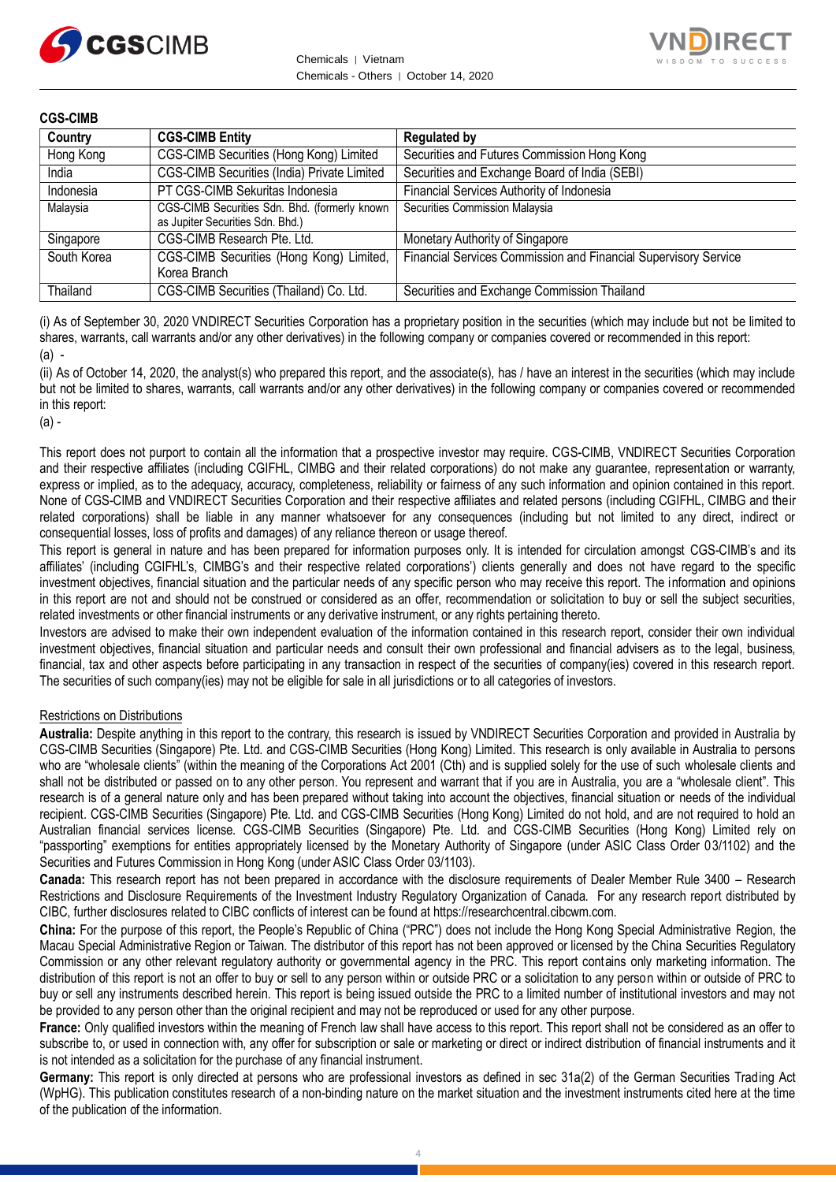**CGS-CIMB**

| Country | CGS-CIMB Entity | Regulated by |
|---|---|---|
| Hong Kong | CGS-CIMB Securities (Hong Kong) Limited | Securities and Futures Commission Hong Kong |
| India | CGS-CIMB Securities (India) Private Limited | Securities and Exchange Board of India (SEBI) |
| Indonesia | PT CGS-CIMB Sekuritas Indonesia | Financial Services Authority of Indonesia |
| Malaysia | CGS-CIMB Securities Sdn. Bhd. (formerly known as Jupiter Securities Sdn. Bhd.) | Securities Commission Malaysia |
| Singapore | CGS-CIMB Research Pte. Ltd. | Monetary Authority of Singapore |
| South Korea | CGS-CIMB Securities (Hong Kong) Limited, Korea Branch | Financial Services Commission and Financial Supervisory Service |
| Thailand | CGS-CIMB Securities (Thailand) Co. Ltd. | Securities and Exchange Commission Thailand |

(i) As of September 30, 2020 VNDIRECT Securities Corporation has a proprietary position in the securities (which may include but not be limited to shares, warrants, call warrants and/or any other derivatives) in the following company or companies covered or recommended in this report:
(a) -

(ii) As of October 14, 2020, the analyst(s) who prepared this report, and the associate(s), has / have an interest in the securities (which may include but not be limited to shares, warrants, call warrants and/or any other derivatives) in the following company or companies covered or recommended in this report:
(a) -

This report does not purport to contain all the information that a prospective investor may require. CGS-CIMB, VNDIRECT Securities Corporation and their respective affiliates (including CGIFHL, CIMBG and their related corporations) do not make any guarantee, representation or warranty, express or implied, as to the adequacy, accuracy, completeness, reliability or fairness of any such information and opinion contained in this report. None of CGS-CIMB and VNDIRECT Securities Corporation and their respective affiliates and related persons (including CGIFHL, CIMBG and their related corporations) shall be liable in any manner whatsoever for any consequences (including but not limited to any direct, indirect or consequential losses, loss of profits and damages) of any reliance thereon or usage thereof.

This report is general in nature and has been prepared for information purposes only. It is intended for circulation amongst CGS-CIMB's and its affiliates' (including CGIFHL's, CIMBG's and their respective related corporations') clients generally and does not have regard to the specific investment objectives, financial situation and the particular needs of any specific person who may receive this report. The information and opinions in this report are not and should not be construed or considered as an offer, recommendation or solicitation to buy or sell the subject securities, related investments or other financial instruments or any derivative instrument, or any rights pertaining thereto.

Investors are advised to make their own independent evaluation of the information contained in this research report, consider their own individual investment objectives, financial situation and particular needs and consult their own professional and financial advisers as to the legal, business, financial, tax and other aspects before participating in any transaction in respect of the securities of company(ies) covered in this research report. The securities of such company(ies) may not be eligible for sale in all jurisdictions or to all categories of investors.

Restrictions on Distributions

**Australia:** Despite anything in this report to the contrary, this research is issued by VNDIRECT Securities Corporation and provided in Australia by CGS-CIMB Securities (Singapore) Pte. Ltd. and CGS-CIMB Securities (Hong Kong) Limited. This research is only available in Australia to persons who are "wholesale clients" (within the meaning of the Corporations Act 2001 (Cth) and is supplied solely for the use of such wholesale clients and shall not be distributed or passed on to any other person. You represent and warrant that if you are in Australia, you are a "wholesale client". This research is of a general nature only and has been prepared without taking into account the objectives, financial situation or needs of the individual recipient. CGS-CIMB Securities (Singapore) Pte. Ltd. and CGS-CIMB Securities (Hong Kong) Limited do not hold, and are not required to hold an Australian financial services license. CGS-CIMB Securities (Singapore) Pte. Ltd. and CGS-CIMB Securities (Hong Kong) Limited rely on "passporting" exemptions for entities appropriately licensed by the Monetary Authority of Singapore (under ASIC Class Order 03/1102) and the Securities and Futures Commission in Hong Kong (under ASIC Class Order 03/1103).

**Canada:** This research report has not been prepared in accordance with the disclosure requirements of Dealer Member Rule 3400 – Research Restrictions and Disclosure Requirements of the Investment Industry Regulatory Organization of Canada. For any research report distributed by CIBC, further disclosures related to CIBC conflicts of interest can be found at https://researchcentral.cibcwm.com.

**China:** For the purpose of this report, the People's Republic of China ("PRC") does not include the Hong Kong Special Administrative Region, the Macau Special Administrative Region or Taiwan. The distributor of this report has not been approved or licensed by the China Securities Regulatory Commission or any other relevant regulatory authority or governmental agency in the PRC. This report contains only marketing information. The distribution of this report is not an offer to buy or sell to any person within or outside PRC or a solicitation to any person within or outside of PRC to buy or sell any instruments described herein. This report is being issued outside the PRC to a limited number of institutional investors and may not be provided to any person other than the original recipient and may not be reproduced or used for any other purpose.

**France:** Only qualified investors within the meaning of French law shall have access to this report. This report shall not be considered as an offer to subscribe to, or used in connection with, any offer for subscription or sale or marketing or direct or indirect distribution of financial instruments and it is not intended as a solicitation for the purchase of any financial instrument.

**Germany:** This report is only directed at persons who are professional investors as defined in sec 31a(2) of the German Securities Trading Act (WpHG). This publication constitutes research of a non-binding nature on the market situation and the investment instruments cited here at the time of the publication of the information.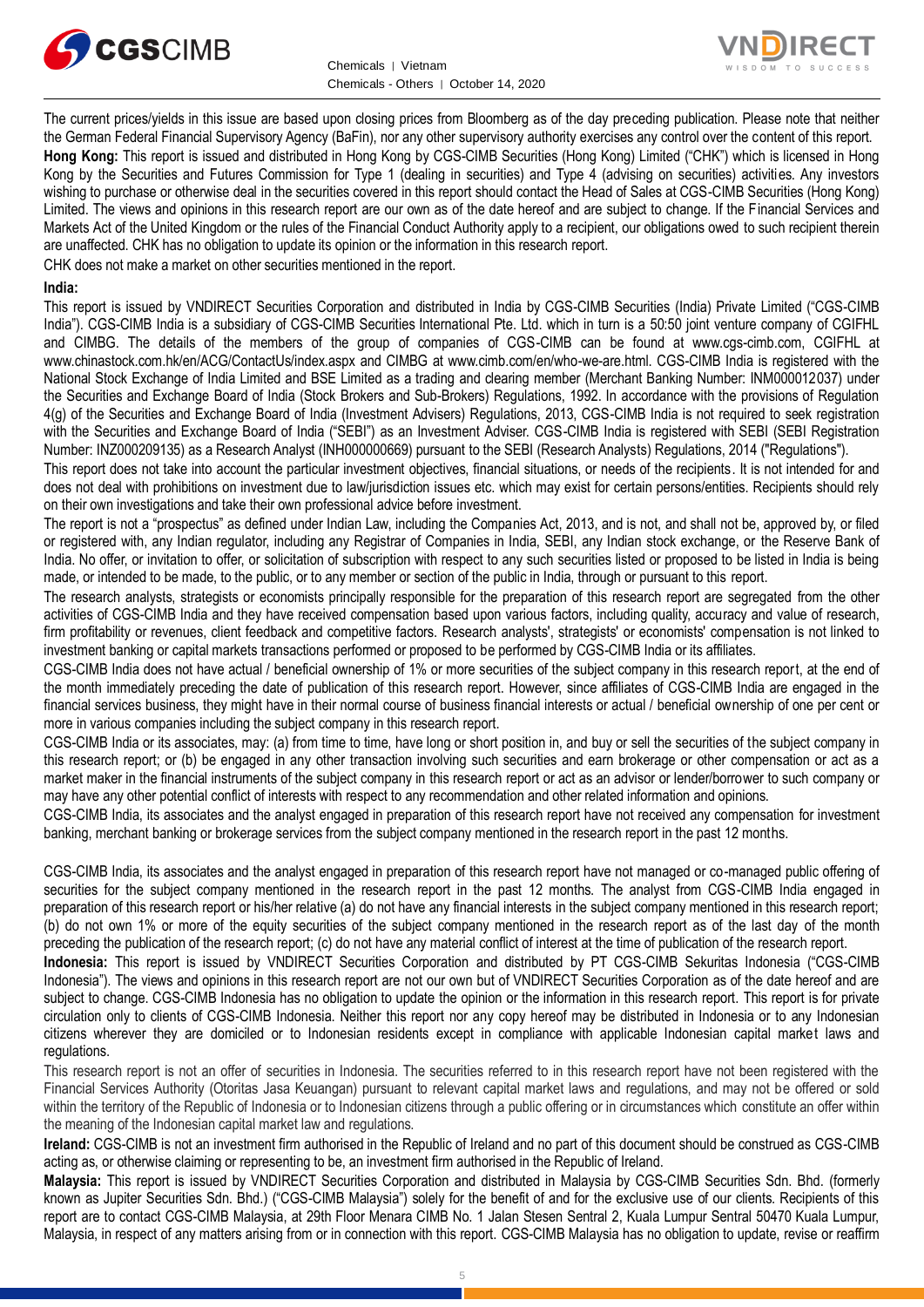The current prices/yields in this issue are based upon closing prices from Bloomberg as of the day preceding publication. Please note that neither the German Federal Financial Supervisory Agency (BaFin), nor any other supervisory authority exercises any control over the content of this report.

**Hong Kong:** This report is issued and distributed in Hong Kong by CGS-CIMB Securities (Hong Kong) Limited ("CHK") which is licensed in Hong Kong by the Securities and Futures Commission for Type 1 (dealing in securities) and Type 4 (advising on securities) activities. Any investors wishing to purchase or otherwise deal in the securities covered in this report should contact the Head of Sales at CGS-CIMB Securities (Hong Kong) Limited. The views and opinions in this research report are our own as of the date hereof and are subject to change. If the Financial Services and Markets Act of the United Kingdom or the rules of the Financial Conduct Authority apply to a recipient, our obligations owed to such recipient therein are unaffected. CHK has no obligation to update its opinion or the information in this research report.

CHK does not make a market on other securities mentioned in the report.

**India:**

This report is issued by VNDIRECT Securities Corporation and distributed in India by CGS-CIMB Securities (India) Private Limited ("CGS-CIMB India"). CGS-CIMB India is a subsidiary of CGS-CIMB Securities International Pte. Ltd. which in turn is a 50:50 joint venture company of CGIFHL and CIMBG. The details of the members of the group of companies of CGS-CIMB can be found at www.cgs-cimb.com, CGIFHL at www.chinastock.com.hk/en/ACG/ContactUs/index.aspx and CIMBG at www.cimb.com/en/who-we-are.html. CGS-CIMB India is registered with the National Stock Exchange of India Limited and BSE Limited as a trading and clearing member (Merchant Banking Number: INM000012037) under the Securities and Exchange Board of India (Stock Brokers and Sub-Brokers) Regulations, 1992. In accordance with the provisions of Regulation 4(g) of the Securities and Exchange Board of India (Investment Advisers) Regulations, 2013, CGS-CIMB India is not required to seek registration with the Securities and Exchange Board of India ("SEBI") as an Investment Adviser. CGS-CIMB India is registered with SEBI (SEBI Registration Number: INZ000209135) as a Research Analyst (INH000000669) pursuant to the SEBI (Research Analysts) Regulations, 2014 ("Regulations").

This report does not take into account the particular investment objectives, financial situations, or needs of the recipients. It is not intended for and does not deal with prohibitions on investment due to law/jurisdiction issues etc. which may exist for certain persons/entities. Recipients should rely on their own investigations and take their own professional advice before investment.

The report is not a "prospectus" as defined under Indian Law, including the Companies Act, 2013, and is not, and shall not be, approved by, or filed or registered with, any Indian regulator, including any Registrar of Companies in India, SEBI, any Indian stock exchange, or the Reserve Bank of India. No offer, or invitation to offer, or solicitation of subscription with respect to any such securities listed or proposed to be listed in India is being made, or intended to be made, to the public, or to any member or section of the public in India, through or pursuant to this report.

The research analysts, strategists or economists principally responsible for the preparation of this research report are segregated from the other activities of CGS-CIMB India and they have received compensation based upon various factors, including quality, accuracy and value of research, firm profitability or revenues, client feedback and competitive factors. Research analysts', strategists' or economists' compensation is not linked to investment banking or capital markets transactions performed or proposed to be performed by CGS-CIMB India or its affiliates.

CGS-CIMB India does not have actual / beneficial ownership of 1% or more securities of the subject company in this research report, at the end of the month immediately preceding the date of publication of this research report. However, since affiliates of CGS-CIMB India are engaged in the financial services business, they might have in their normal course of business financial interests or actual / beneficial ownership of one per cent or more in various companies including the subject company in this research report.

CGS-CIMB India or its associates, may: (a) from time to time, have long or short position in, and buy or sell the securities of the subject company in this research report; or (b) be engaged in any other transaction involving such securities and earn brokerage or other compensation or act as a market maker in the financial instruments of the subject company in this research report or act as an advisor or lender/borrower to such company or may have any other potential conflict of interests with respect to any recommendation and other related information and opinions.

CGS-CIMB India, its associates and the analyst engaged in preparation of this research report have not received any compensation for investment banking, merchant banking or brokerage services from the subject company mentioned in the research report in the past 12 months.

CGS-CIMB India, its associates and the analyst engaged in preparation of this research report have not managed or co-managed public offering of securities for the subject company mentioned in the research report in the past 12 months. The analyst from CGS-CIMB India engaged in preparation of this research report or his/her relative (a) do not have any financial interests in the subject company mentioned in this research report; (b) do not own 1% or more of the equity securities of the subject company mentioned in the research report as of the last day of the month preceding the publication of the research report; (c) do not have any material conflict of interest at the time of publication of the research report.

**Indonesia:** This report is issued by VNDIRECT Securities Corporation and distributed by PT CGS-CIMB Sekuritas Indonesia ("CGS-CIMB Indonesia"). The views and opinions in this research report are not our own but of VNDIRECT Securities Corporation as of the date hereof and are subject to change. CGS-CIMB Indonesia has no obligation to update the opinion or the information in this research report. This report is for private circulation only to clients of CGS-CIMB Indonesia. Neither this report nor any copy hereof may be distributed in Indonesia or to any Indonesian citizens wherever they are domiciled or to Indonesian residents except in compliance with applicable Indonesian capital market laws and regulations.

This research report is not an offer of securities in Indonesia. The securities referred to in this research report have not been registered with the Financial Services Authority (Otoritas Jasa Keuangan) pursuant to relevant capital market laws and regulations, and may not be offered or sold within the territory of the Republic of Indonesia or to Indonesian citizens through a public offering or in circumstances which constitute an offer within the meaning of the Indonesian capital market law and regulations.

**Ireland:** CGS-CIMB is not an investment firm authorised in the Republic of Ireland and no part of this document should be construed as CGS-CIMB acting as, or otherwise claiming or representing to be, an investment firm authorised in the Republic of Ireland.

**Malaysia:** This report is issued by VNDIRECT Securities Corporation and distributed in Malaysia by CGS-CIMB Securities Sdn. Bhd. (formerly known as Jupiter Securities Sdn. Bhd.) ("CGS-CIMB Malaysia") solely for the benefit of and for the exclusive use of our clients. Recipients of this report are to contact CGS-CIMB Malaysia, at 29th Floor Menara CIMB No. 1 Jalan Stesen Sentral 2, Kuala Lumpur Sentral 50470 Kuala Lumpur, Malaysia, in respect of any matters arising from or in connection with this report. CGS-CIMB Malaysia has no obligation to update, revise or reaffirm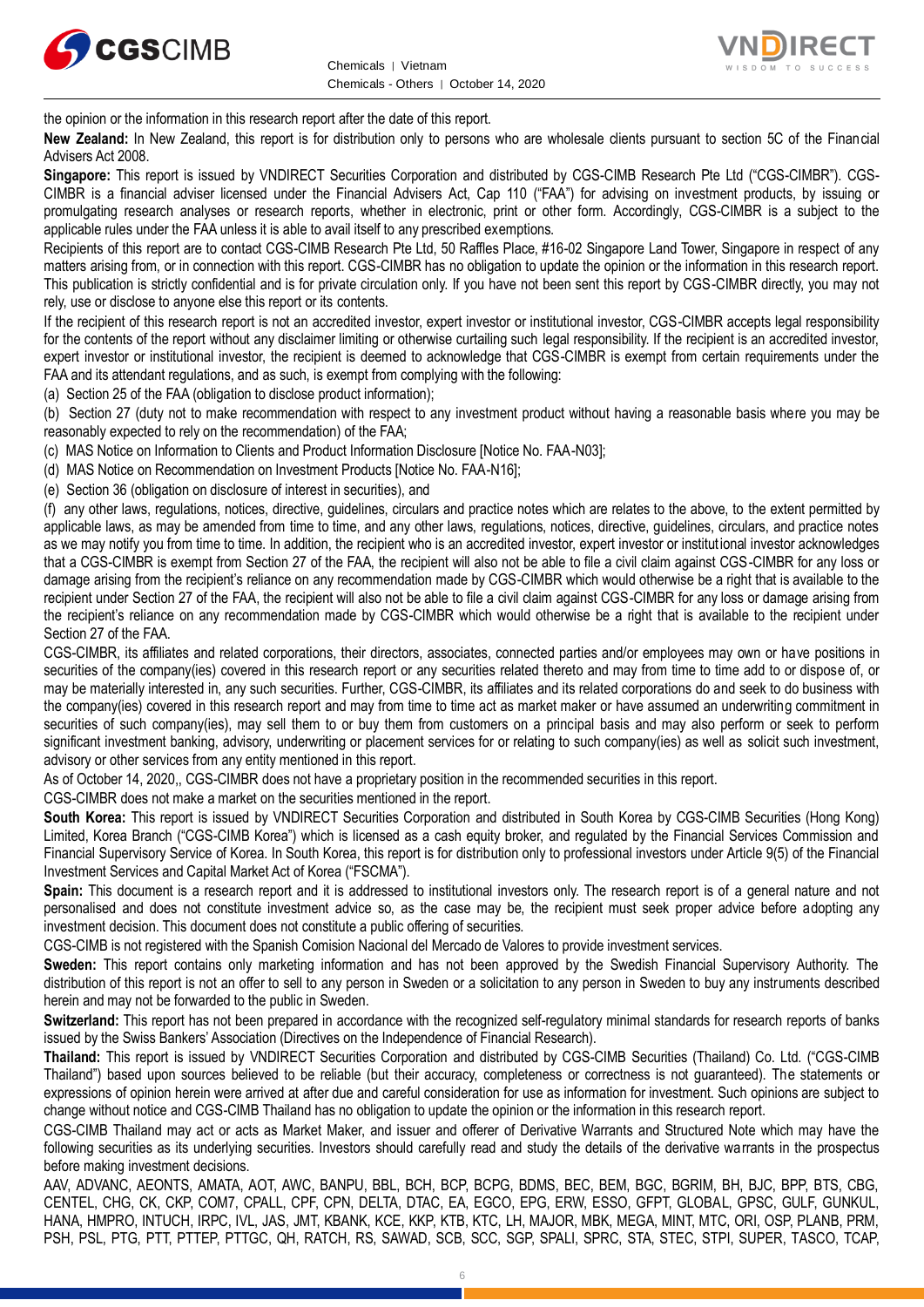the opinion or the information in this research report after the date of this report.

**New Zealand:** In New Zealand, this report is for distribution only to persons who are wholesale clients pursuant to section 5C of the Financial Advisers Act 2008.

**Singapore:** This report is issued by VNDIRECT Securities Corporation and distributed by CGS-CIMB Research Pte Ltd ("CGS-CIMBR"). CGS-CIMBR is a financial adviser licensed under the Financial Advisers Act, Cap 110 ("FAA") for advising on investment products, by issuing or promulgating research analyses or research reports, whether in electronic, print or other form. Accordingly, CGS-CIMBR is a subject to the applicable rules under the FAA unless it is able to avail itself to any prescribed exemptions.

Recipients of this report are to contact CGS-CIMB Research Pte Ltd, 50 Raffles Place, #16-02 Singapore Land Tower, Singapore in respect of any matters arising from, or in connection with this report. CGS-CIMBR has no obligation to update the opinion or the information in this research report. This publication is strictly confidential and is for private circulation only. If you have not been sent this report by CGS-CIMBR directly, you may not rely, use or disclose to anyone else this report or its contents.

If the recipient of this research report is not an accredited investor, expert investor or institutional investor, CGS-CIMBR accepts legal responsibility for the contents of the report without any disclaimer limiting or otherwise curtailing such legal responsibility. If the recipient is an accredited investor, expert investor or institutional investor, the recipient is deemed to acknowledge that CGS-CIMBR is exempt from certain requirements under the FAA and its attendant regulations, and as such, is exempt from complying with the following:

(a) Section 25 of the FAA (obligation to disclose product information);

(b) Section 27 (duty not to make recommendation with respect to any investment product without having a reasonable basis where you may be reasonably expected to rely on the recommendation) of the FAA;

(c) MAS Notice on Information to Clients and Product Information Disclosure [Notice No. FAA-N03];

(d) MAS Notice on Recommendation on Investment Products [Notice No. FAA-N16];

(e) Section 36 (obligation on disclosure of interest in securities), and

(f) any other laws, regulations, notices, directive, guidelines, circulars and practice notes which are relates to the above, to the extent permitted by applicable laws, as may be amended from time to time, and any other laws, regulations, notices, directive, guidelines, circulars, and practice notes as we may notify you from time to time. In addition, the recipient who is an accredited investor, expert investor or institutional investor acknowledges that a CGS-CIMBR is exempt from Section 27 of the FAA, the recipient will also not be able to file a civil claim against CGS-CIMBR for any loss or damage arising from the recipient's reliance on any recommendation made by CGS-CIMBR which would otherwise be a right that is available to the recipient under Section 27 of the FAA, the recipient will also not be able to file a civil claim against CGS-CIMBR for any loss or damage arising from the recipient's reliance on any recommendation made by CGS-CIMBR which would otherwise be a right that is available to the recipient under Section 27 of the FAA.

CGS-CIMBR, its affiliates and related corporations, their directors, associates, connected parties and/or employees may own or have positions in securities of the company(ies) covered in this research report or any securities related thereto and may from time to time add to or dispose of, or may be materially interested in, any such securities. Further, CGS-CIMBR, its affiliates and its related corporations do and seek to do business with the company(ies) covered in this research report and may from time to time act as market maker or have assumed an underwriting commitment in securities of such company(ies), may sell them to or buy them from customers on a principal basis and may also perform or seek to perform significant investment banking, advisory, underwriting or placement services for or relating to such company(ies) as well as solicit such investment, advisory or other services from any entity mentioned in this report.

As of October 14, 2020,, CGS-CIMBR does not have a proprietary position in the recommended securities in this report.

CGS-CIMBR does not make a market on the securities mentioned in the report.

**South Korea:** This report is issued by VNDIRECT Securities Corporation and distributed in South Korea by CGS-CIMB Securities (Hong Kong) Limited, Korea Branch ("CGS-CIMB Korea") which is licensed as a cash equity broker, and regulated by the Financial Services Commission and Financial Supervisory Service of Korea. In South Korea, this report is for distribution only to professional investors under Article 9(5) of the Financial Investment Services and Capital Market Act of Korea ("FSCMA").

**Spain:** This document is a research report and it is addressed to institutional investors only. The research report is of a general nature and not personalised and does not constitute investment advice so, as the case may be, the recipient must seek proper advice before adopting any investment decision. This document does not constitute a public offering of securities.

CGS-CIMB is not registered with the Spanish Comision Nacional del Mercado de Valores to provide investment services.

**Sweden:** This report contains only marketing information and has not been approved by the Swedish Financial Supervisory Authority. The distribution of this report is not an offer to sell to any person in Sweden or a solicitation to any person in Sweden to buy any instruments described herein and may not be forwarded to the public in Sweden.

**Switzerland:** This report has not been prepared in accordance with the recognized self-regulatory minimal standards for research reports of banks issued by the Swiss Bankers' Association (Directives on the Independence of Financial Research).

**Thailand:** This report is issued by VNDIRECT Securities Corporation and distributed by CGS-CIMB Securities (Thailand) Co. Ltd. ("CGS-CIMB Thailand") based upon sources believed to be reliable (but their accuracy, completeness or correctness is not guaranteed). The statements or expressions of opinion herein were arrived at after due and careful consideration for use as information for investment. Such opinions are subject to change without notice and CGS-CIMB Thailand has no obligation to update the opinion or the information in this research report.

CGS-CIMB Thailand may act or acts as Market Maker, and issuer and offerer of Derivative Warrants and Structured Note which may have the following securities as its underlying securities. Investors should carefully read and study the details of the derivative warrants in the prospectus before making investment decisions.

AAV, ADVANC, AEONTS, AMATA, AOT, AWC, BANPU, BBL, BCH, BCP, BCPG, BDMS, BEC, BEM, BGC, BGRIM, BH, BJC, BPP, BTS, CBG, CENTEL, CHG, CK, CKP, COM7, CPALL, CPF, CPN, DELTA, DTAC, EA, EGCO, EPG, ERW, ESSO, GFPT, GLOBAL, GPSC, GULF, GUNKUL, HANA, HMPRO, INTUCH, IRPC, IVL, JAS, JMT, KBANK, KCE, KKP, KTB, KTC, LH, MAJOR, MBK, MEGA, MINT, MTC, ORI, OSP, PLANB, PRM, PSH, PSL, PTG, PTT, PTTEP, PTTGC, QH, RATCH, RS, SAWAD, SCB, SCC, SGP, SPALI, SPRC, STA, STEC, STPI, SUPER, TASCO, TCAP,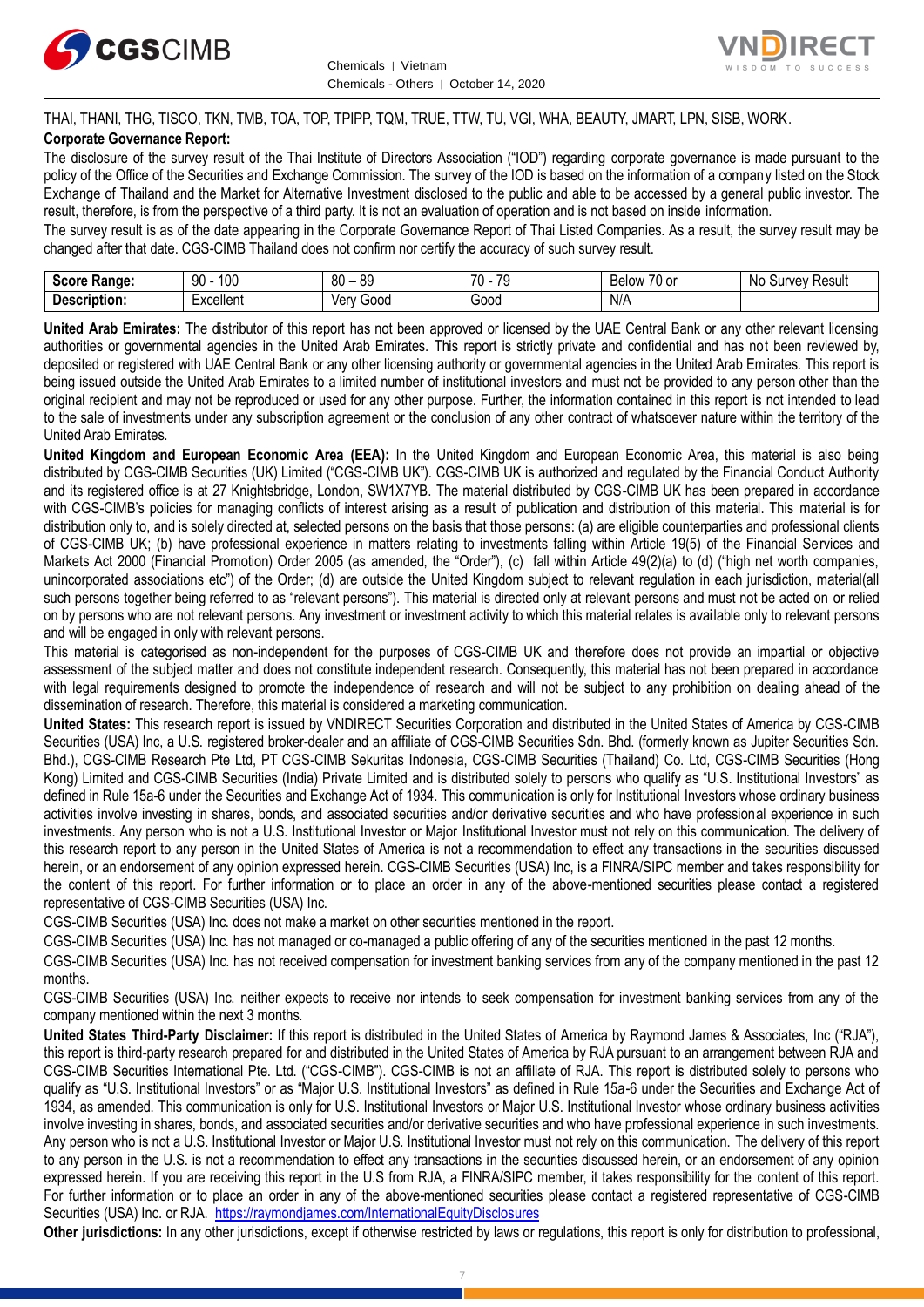THAI, THANI, THG, TISCO, TKN, TMB, TOA, TOP, TPIPP, TQM, TRUE, TTW, TU, VGI, WHA, BEAUTY, JMART, LPN, SISB, WORK.

**Corporate Governance Report:**

The disclosure of the survey result of the Thai Institute of Directors Association ("IOD") regarding corporate governance is made pursuant to the policy of the Office of the Securities and Exchange Commission. The survey of the IOD is based on the information of a company listed on the Stock Exchange of Thailand and the Market for Alternative Investment disclosed to the public and able to be accessed by a general public investor. The result, therefore, is from the perspective of a third party. It is not an evaluation of operation and is not based on inside information.

The survey result is as of the date appearing in the Corporate Governance Report of Thai Listed Companies. As a result, the survey result may be changed after that date. CGS-CIMB Thailand does not confirm nor certify the accuracy of such survey result.

| **Score Range:** | 90 - 100 | 80 – 89 | 70 - 79 | Below 70 or | No Survey Result |
|---|---|---|---|---|---|
| **Description:** | Excellent | Very Good | Good | N/A | |

**United Arab Emirates:** The distributor of this report has not been approved or licensed by the UAE Central Bank or any other relevant licensing authorities or governmental agencies in the United Arab Emirates. This report is strictly private and confidential and has not been reviewed by, deposited or registered with UAE Central Bank or any other licensing authority or governmental agencies in the United Arab Emirates. This report is being issued outside the United Arab Emirates to a limited number of institutional investors and must not be provided to any person other than the original recipient and may not be reproduced or used for any other purpose. Further, the information contained in this report is not intended to lead to the sale of investments under any subscription agreement or the conclusion of any other contract of whatsoever nature within the territory of the United Arab Emirates.

**United Kingdom and European Economic Area (EEA):** In the United Kingdom and European Economic Area, this material is also being distributed by CGS-CIMB Securities (UK) Limited ("CGS-CIMB UK"). CGS-CIMB UK is authorized and regulated by the Financial Conduct Authority and its registered office is at 27 Knightsbridge, London, SW1X7YB. The material distributed by CGS-CIMB UK has been prepared in accordance with CGS-CIMB's policies for managing conflicts of interest arising as a result of publication and distribution of this material. This material is for distribution only to, and is solely directed at, selected persons on the basis that those persons: (a) are eligible counterparties and professional clients of CGS-CIMB UK; (b) have professional experience in matters relating to investments falling within Article 19(5) of the Financial Services and Markets Act 2000 (Financial Promotion) Order 2005 (as amended, the "Order"), (c) fall within Article 49(2)(a) to (d) ("high net worth companies, unincorporated associations etc") of the Order; (d) are outside the United Kingdom subject to relevant regulation in each jurisdiction, material(all such persons together being referred to as "relevant persons"). This material is directed only at relevant persons and must not be acted on or relied on by persons who are not relevant persons. Any investment or investment activity to which this material relates is available only to relevant persons and will be engaged in only with relevant persons.

This material is categorised as non-independent for the purposes of CGS-CIMB UK and therefore does not provide an impartial or objective assessment of the subject matter and does not constitute independent research. Consequently, this material has not been prepared in accordance with legal requirements designed to promote the independence of research and will not be subject to any prohibition on dealing ahead of the dissemination of research. Therefore, this material is considered a marketing communication.

**United States:** This research report is issued by VNDIRECT Securities Corporation and distributed in the United States of America by CGS-CIMB Securities (USA) Inc, a U.S. registered broker-dealer and an affiliate of CGS-CIMB Securities Sdn. Bhd. (formerly known as Jupiter Securities Sdn. Bhd.), CGS-CIMB Research Pte Ltd, PT CGS-CIMB Sekuritas Indonesia, CGS-CIMB Securities (Thailand) Co. Ltd, CGS-CIMB Securities (Hong Kong) Limited and CGS-CIMB Securities (India) Private Limited and is distributed solely to persons who qualify as "U.S. Institutional Investors" as defined in Rule 15a-6 under the Securities and Exchange Act of 1934. This communication is only for Institutional Investors whose ordinary business activities involve investing in shares, bonds, and associated securities and/or derivative securities and who have professional experience in such investments. Any person who is not a U.S. Institutional Investor or Major Institutional Investor must not rely on this communication. The delivery of this research report to any person in the United States of America is not a recommendation to effect any transactions in the securities discussed herein, or an endorsement of any opinion expressed herein. CGS-CIMB Securities (USA) Inc, is a FINRA/SIPC member and takes responsibility for the content of this report. For further information or to place an order in any of the above-mentioned securities please contact a registered representative of CGS-CIMB Securities (USA) Inc.

CGS-CIMB Securities (USA) Inc. does not make a market on other securities mentioned in the report.

CGS-CIMB Securities (USA) Inc. has not managed or co-managed a public offering of any of the securities mentioned in the past 12 months.

CGS-CIMB Securities (USA) Inc. has not received compensation for investment banking services from any of the company mentioned in the past 12 months.

CGS-CIMB Securities (USA) Inc. neither expects to receive nor intends to seek compensation for investment banking services from any of the company mentioned within the next 3 months.

**United States Third-Party Disclaimer:** If this report is distributed in the United States of America by Raymond James & Associates, Inc ("RJA"), this report is third-party research prepared for and distributed in the United States of America by RJA pursuant to an arrangement between RJA and CGS-CIMB Securities International Pte. Ltd. ("CGS-CIMB"). CGS-CIMB is not an affiliate of RJA. This report is distributed solely to persons who qualify as "U.S. Institutional Investors" or as "Major U.S. Institutional Investors" as defined in Rule 15a-6 under the Securities and Exchange Act of 1934, as amended. This communication is only for U.S. Institutional Investors or Major U.S. Institutional Investor whose ordinary business activities involve investing in shares, bonds, and associated securities and/or derivative securities and who have professional experience in such investments. Any person who is not a U.S. Institutional Investor or Major U.S. Institutional Investor must not rely on this communication. The delivery of this report to any person in the U.S. is not a recommendation to effect any transactions in the securities discussed herein, or an endorsement of any opinion expressed herein. If you are receiving this report in the U.S from RJA, a FINRA/SIPC member, it takes responsibility for the content of this report. For further information or to place an order in any of the above-mentioned securities please contact a registered representative of CGS-CIMB Securities (USA) Inc. or RJA. https://raymondjames.com/InternationalEquityDisclosures

**Other jurisdictions:** In any other jurisdictions, except if otherwise restricted by laws or regulations, this report is only for distribution to professional,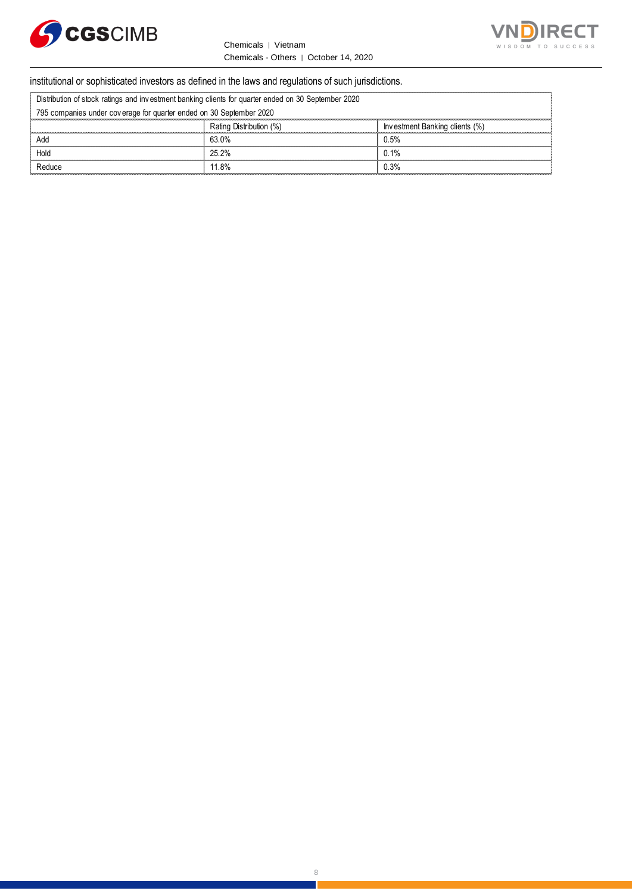institutional or sophisticated investors as defined in the laws and regulations of such jurisdictions.

| Distribution of stock ratings and investment banking clients for quarter ended on 30 September 2020 | | |
|---|---|---|
| 795 companies under coverage for quarter ended on 30 September 2020 | | |
| | Rating Distribution (%) | Investment Banking clients (%) |
| Add | 63.0% | 0.5% |
| Hold | 25.2% | 0.1% |
| Reduce | 11.8% | 0.3% |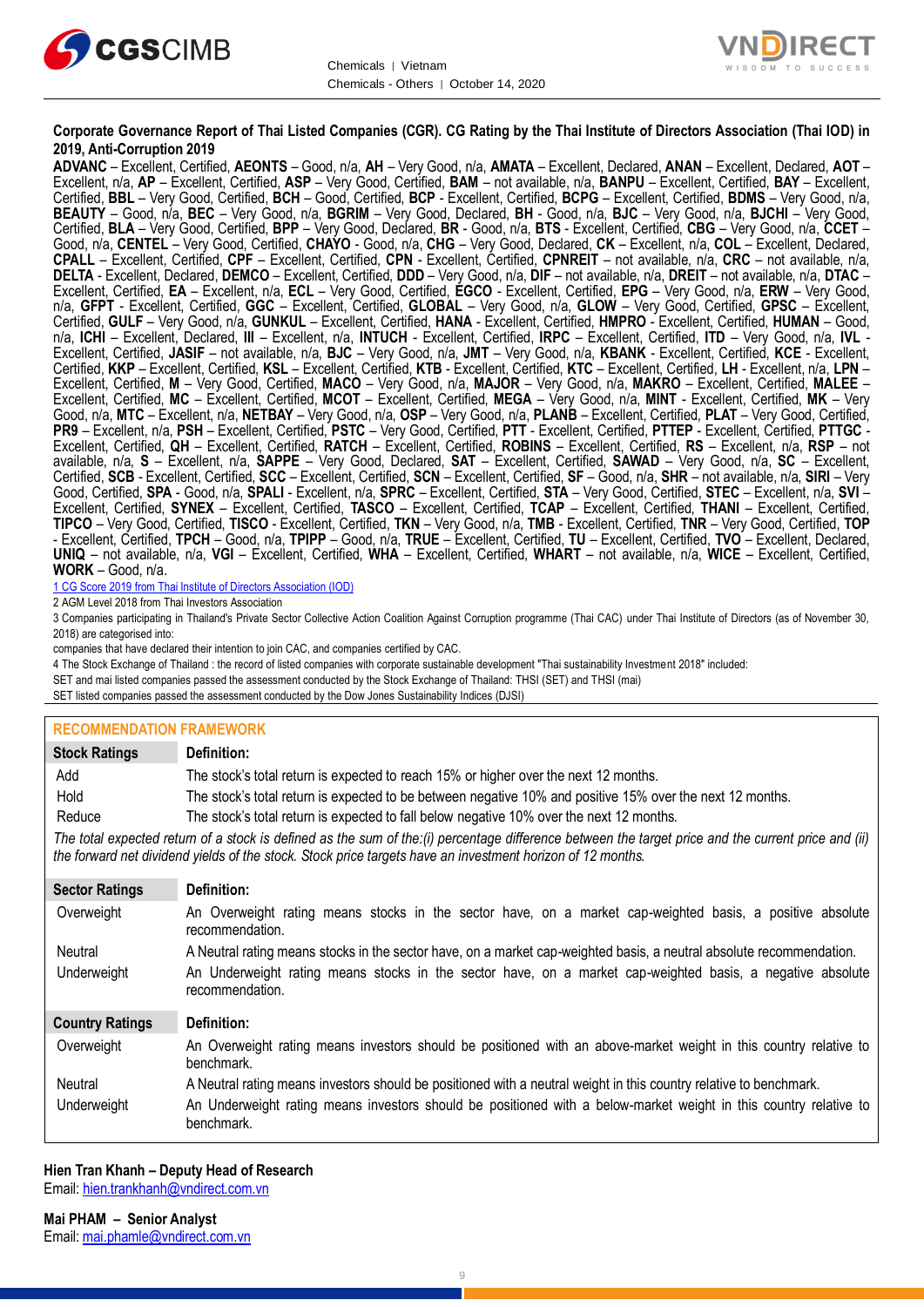**Corporate Governance Report of Thai Listed Companies (CGR). CG Rating by the Thai Institute of Directors Association (Thai IOD) in 2019, Anti-Corruption 2019**

**ADVANC** – Excellent, Certified, **AEONTS** – Good, n/a, **AH** – Very Good, n/a, **AMATA** – Excellent, Declared, **ANAN** – Excellent, Declared, **AOT** – Excellent, n/a, **AP** – Excellent, Certified, **ASP** – Very Good, Certified, **BAM** – not available, n/a, **BANPU** – Excellent, Certified, **BAY** – Excellent, Certified, **BBL** – Very Good, Certified, **BCH** – Good, Certified, **BCP** - Excellent, Certified, **BCPG** – Excellent, Certified, **BDMS** – Very Good, n/a, **BEAUTY** – Good, n/a, **BEC** – Very Good, n/a, **BGRIM** – Very Good, Declared, **BH** - Good, n/a, **BJC** – Very Good, n/a, **BJCHI** – Very Good, Certified, **BLA** – Very Good, Certified, **BPP** – Very Good, Declared, **BR** - Good, n/a, **BTS** - Excellent, Certified, **CBG** – Very Good, n/a, **CCET** – Good, n/a, **CENTEL** – Very Good, Certified, **CHAYO** - Good, n/a, **CHG** – Very Good, Declared, **CK** – Excellent, n/a, **COL** – Excellent, Declared, **CPALL** – Excellent, Certified, **CPF** – Excellent, Certified, **CPN** - Excellent, Certified, **CPNREIT** – not available, n/a, **CRC** – not available, n/a, **DELTA** - Excellent, Declared, **DEMCO** – Excellent, Certified, **DDD** – Very Good, n/a, **DIF** – not available, n/a, **DREIT** – not available, n/a, **DTAC** – Excellent, Certified, **EA** – Excellent, n/a, **ECL** – Very Good, Certified, **EGCO** - Excellent, Certified, **EPG** – Very Good, n/a, **ERW** – Very Good, n/a, **GFPT** - Excellent, Certified, **GGC** – Excellent, Certified, **GLOBAL** – Very Good, n/a, **GLOW** – Very Good, Certified, **GPSC** – Excellent, Certified, **GULF** – Very Good, n/a, **GUNKUL** – Excellent, Certified, **HANA** - Excellent, Certified, **HMPRO** - Excellent, Certified, **HUMAN** – Good, n/a, **ICHI** – Excellent, Declared, **III** – Excellent, n/a, **INTUCH** - Excellent, Certified, **IRPC** – Excellent, Certified, **ITD** – Very Good, n/a, **IVL** - Excellent, Certified, **JASIF** – not available, n/a, **BJC** – Very Good, n/a, **JMT** – Very Good, n/a, **KBANK** - Excellent, Certified, **KCE** - Excellent, Certified, **KKP** – Excellent, Certified, **KSL** – Excellent, Certified, **KTB** - Excellent, Certified, **KTC** – Excellent, Certified, **LH** - Excellent, n/a, **LPN** – Excellent, Certified, **M** – Very Good, Certified, **MACO** – Very Good, n/a, **MAJOR** – Very Good, n/a, **MAKRO** – Excellent, Certified, **MALEE** – Excellent, Certified, **MC** – Excellent, Certified, **MCOT** – Excellent, Certified, **MEGA** – Very Good, n/a, **MINT** - Excellent, Certified, **MK** – Very Good, n/a, **MTC** – Excellent, n/a, **NETBAY** – Very Good, n/a, **OSP** – Very Good, n/a, **PLANB** – Excellent, Certified, **PLAT** – Very Good, Certified, **PR9** – Excellent, n/a, **PSH** – Excellent, Certified, **PSTC** – Very Good, Certified, **PTT** - Excellent, Certified, **PTTEP** - Excellent, Certified, **PTTGC** - Excellent, Certified, **QH** – Excellent, Certified, **RATCH** – Excellent, Certified, **ROBINS** – Excellent, Certified, **RS** – Excellent, n/a, **RSP** – not available, n/a, **S** – Excellent, n/a, **SAPPE** – Very Good, Declared, **SAT** – Excellent, Certified, **SAWAD** – Very Good, n/a, **SC** – Excellent, Certified, **SCB** - Excellent, Certified, **SCC** – Excellent, Certified, **SCN** – Excellent, Certified, **SF** – Good, n/a, **SHR** – not available, n/a, **SIRI** – Very Good, Certified, **SPA** - Good, n/a, **SPALI** - Excellent, n/a, **SPRC** – Excellent, Certified, **STA** – Very Good, Certified, **STEC** – Excellent, n/a, **SVI** – Excellent, Certified, **SYNEX** – Excellent, Certified, **TASCO** – Excellent, Certified, **TCAP** – Excellent, Certified, **THANI** – Excellent, Certified, **TIPCO** – Very Good, Certified, **TISCO** - Excellent, Certified, **TKN** – Very Good, n/a, **TMB** - Excellent, Certified, **TNR** – Very Good, Certified, **TOP** - Excellent, Certified, **TPCH** – Good, n/a, **TPIPP** – Good, n/a, **TRUE** – Excellent, Certified, **TU** – Excellent, Certified, **TVO** – Excellent, Declared, **UNIQ** – not available, n/a, **VGI** – Excellent, Certified, **WHA** – Excellent, Certified, **WHART** – not available, n/a, **WICE** – Excellent, Certified, **WORK** – Good, n/a.

1 CG Score 2019 from Thai Institute of Directors Association (IOD)

2 AGM Level 2018 from Thai Investors Association

3 Companies participating in Thailand's Private Sector Collective Action Coalition Against Corruption programme (Thai CAC) under Thai Institute of Directors (as of November 30, 2018) are categorised into:

companies that have declared their intention to join CAC, and companies certified by CAC.

4 The Stock Exchange of Thailand : the record of listed companies with corporate sustainable development "Thai sustainability Investment 2018" included:

SET and mai listed companies passed the assessment conducted by the Stock Exchange of Thailand: THSI (SET) and THSI (mai)

SET listed companies passed the assessment conducted by the Dow Jones Sustainability Indices (DJSI)

## RECOMMENDATION FRAMEWORK

| Stock Ratings | Definition: |
|---|---|
| Add | The stock's total return is expected to reach 15% or higher over the next 12 months. |
| Hold | The stock's total return is expected to be between negative 10% and positive 15% over the next 12 months. |
| Reduce | The stock's total return is expected to fall below negative 10% over the next 12 months. |

*The total expected return of a stock is defined as the sum of the:(i) percentage difference between the target price and the current price and (ii) the forward net dividend yields of the stock. Stock price targets have an investment horizon of 12 months.*

| Sector Ratings | Definition: |
|---|---|
| Overweight | An Overweight rating means stocks in the sector have, on a market cap-weighted basis, a positive absolute recommendation. |
| Neutral | A Neutral rating means stocks in the sector have, on a market cap-weighted basis, a neutral absolute recommendation. |
| Underweight | An Underweight rating means stocks in the sector have, on a market cap-weighted basis, a negative absolute recommendation. |

| Country Ratings | Definition: |
|---|---|
| Overweight | An Overweight rating means investors should be positioned with an above-market weight in this country relative to benchmark. |
| Neutral | A Neutral rating means investors should be positioned with a neutral weight in this country relative to benchmark. |
| Underweight | An Underweight rating means investors should be positioned with a below-market weight in this country relative to benchmark. |

**Hien Tran Khanh – Deputy Head of Research**
Email: hien.trankhanh@vndirect.com.vn

**Mai PHAM – Senior Analyst**
Email: mai.phamle@vndirect.com.vn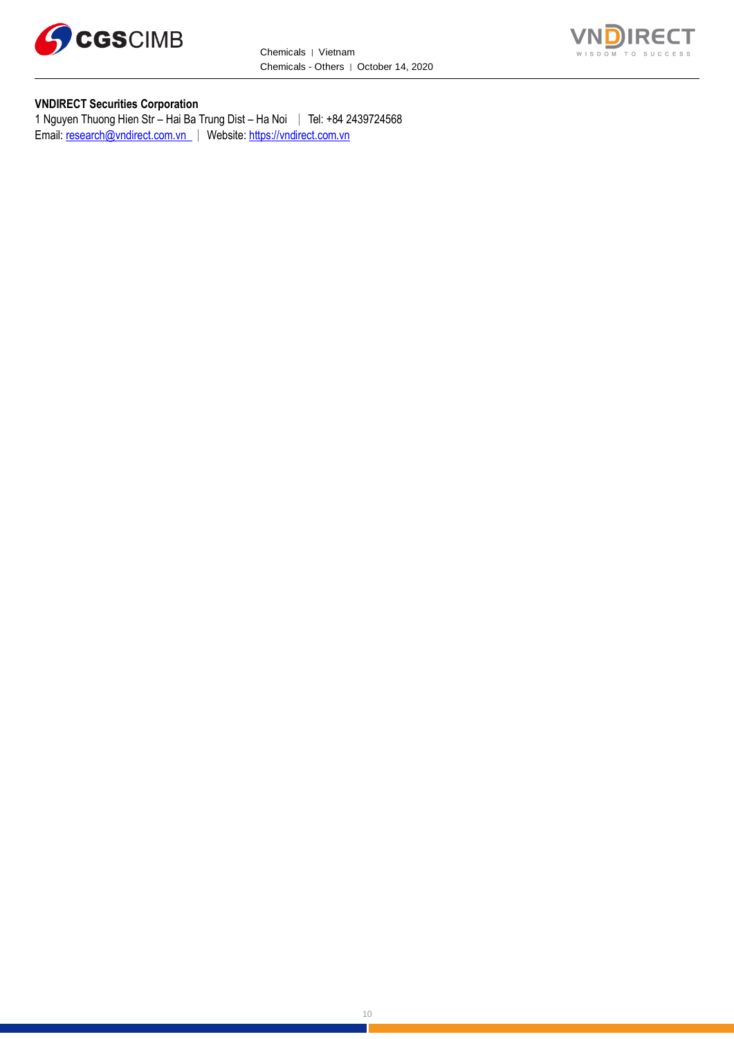**VNDIRECT Securities Corporation**

1 Nguyen Thuong Hien Str – Hai Ba Trung Dist – Ha Noi | Tel: +84 2439724568

Email: [research@vndirect.com.vn](mailto:research@vndirect.com.vn) | Website: [https://vndirect.com.vn](https://vndirect.com.vn)